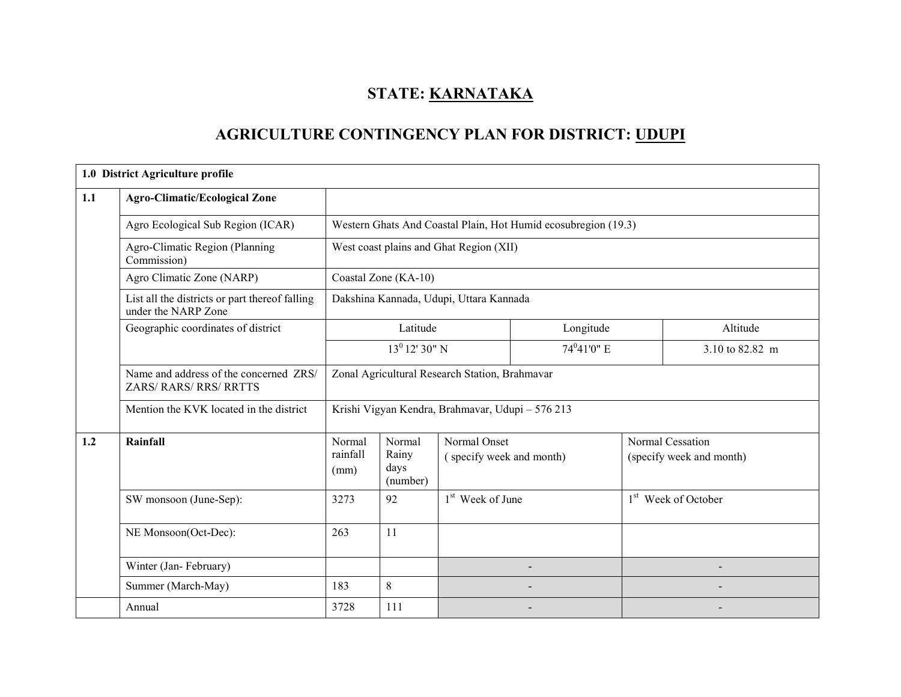# STATE: KARNATAKA

## AGRICULTURE CONTINGENCY PLAN FOR DISTRICT: UDUPI

| **1.0 District Agriculture profile** | | | | | | |
|---|---|---|---|---|---|---|
| **1.1** | **Agro-Climatic/Ecological Zone** | | | | | |
| | Agro Ecological Sub Region (ICAR) | Western Ghats And Coastal Plain, Hot Humid ecosubregion (19.3) | | | | |
| | Agro-Climatic Region (Planning Commission) | West coast plains and Ghat Region (XII) | | | | |
| | Agro Climatic Zone (NARP) | Coastal Zone (KA-10) | | | | |
| | List all the districts or part thereof falling under the NARP Zone | Dakshina Kannada, Udupi, Uttara Kannada | | | | |
| | Geographic coordinates of district | Latitude | | Longitude | | Altitude |
| | | $13^0$ 12' 30" N | | $74^0$41'0" E | | 3.10 to 82.82 m |
| | Name and address of the concerned ZRS/ ZARS/ RARS/ RRS/ RRTTS | Zonal Agricultural Research Station, Brahmavar | | | | |
| | Mention the KVK located in the district | Krishi Vigyan Kendra, Brahmavar, Udupi – 576 213 | | | | |
| **1.2** | **Rainfall** | Normal rainfall (mm) | Normal Rainy days (number) | Normal Onset ( specify week and month) | Normal Cessation (specify week and month) | |
| | SW monsoon (June-Sep): | 3273 | 92 | 1st Week of June | 1st Week of October | |
| | NE Monsoon(Oct-Dec): | 263 | 11 | | | |
| | Winter (Jan- February) | | | - | - | |
| | Summer (March-May) | 183 | 8 | - | - | |
| | Annual | 3728 | 111 | - | - | |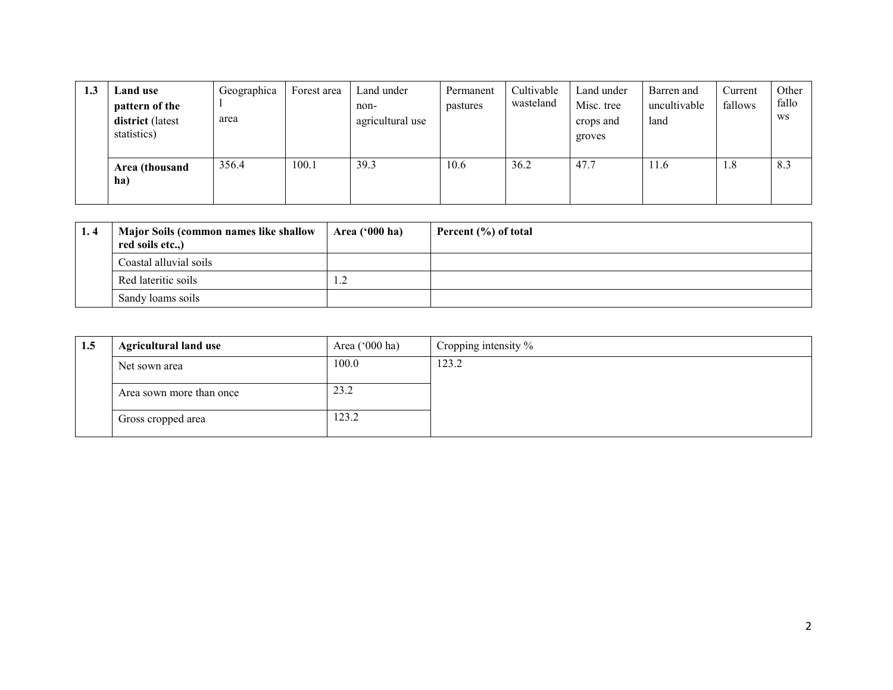| 1.3 | Land use pattern of the district (latest statistics) | Geographical area | Forest area | Land under non-agricultural use | Permanent pastures | Cultivable wasteland | Land under Misc. tree crops and groves | Barren and uncultivable land | Current fallows | Other fallows |
|---|---|---|---|---|---|---|---|---|---|---|
| | **Area (thousand ha)** | 356.4 | 100.1 | 39.3 | 10.6 | 36.2 | 47.7 | 11.6 | 1.8 | 8.3 |

| 1. 4 | Major Soils (common names like shallow red soils etc.,) | Area ('000 ha) | Percent (%) of total |
|---|---|---|---|
| | Coastal alluvial soils | | |
| | Red lateritic soils | 1.2 | |
| | Sandy loams soils | | |

| 1.5 | Agricultural land use | Area ('000 ha) | Cropping intensity % |
|---|---|---|---|
| | Net sown area | 100.0 | 123.2 |
| | Area sown more than once | 23.2 | |
| | Gross cropped area | 123.2 | |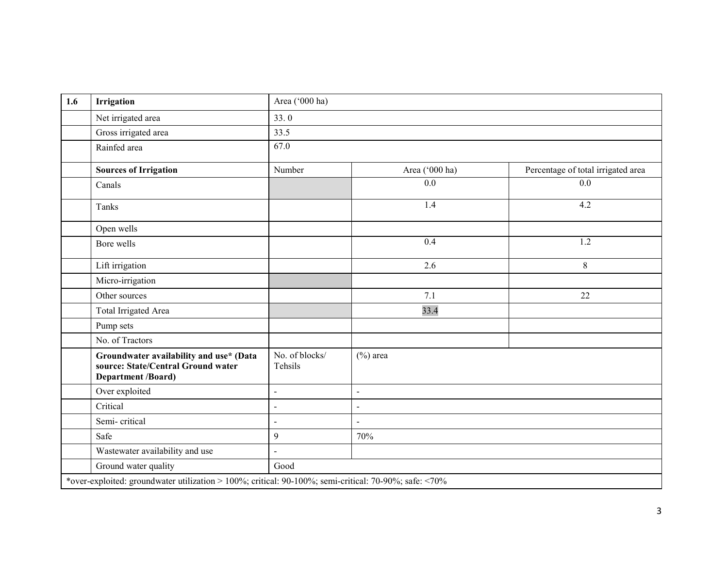| 1.6 | Irrigation | Area ('000 ha) | | |
|---|---|---|---|---|
| | Net irrigated area | 33. 0 | | |
| | Gross irrigated area | 33.5 | | |
| | Rainfed area | 67.0 | | |
| | **Sources of Irrigation** | Number | Area ('000 ha) | Percentage of total irrigated area |
| | Canals | | 0.0 | 0.0 |
| | Tanks | | 1.4 | 4.2 |
| | Open wells | | | |
| | Bore wells | | 0.4 | 1.2 |
| | Lift irrigation | | 2.6 | 8 |
| | Micro-irrigation | | | |
| | Other sources | | 7.1 | 22 |
| | Total Irrigated Area | | 33.4 | |
| | Pump sets | | | |
| | No. of Tractors | | | |
| | **Groundwater availability and use* (Data source: State/Central Ground water Department /Board)** | No. of blocks/ Tehsils | (%) area | |
| | Over exploited | - | - | |
| | Critical | - | - | |
| | Semi- critical | - | - | |
| | Safe | 9 | 70% | |
| | Wastewater availability and use | - | | |
| | Ground water quality | Good | | |

*over-exploited: groundwater utilization > 100%; critical: 90-100%; semi-critical: 70-90%; safe: <70%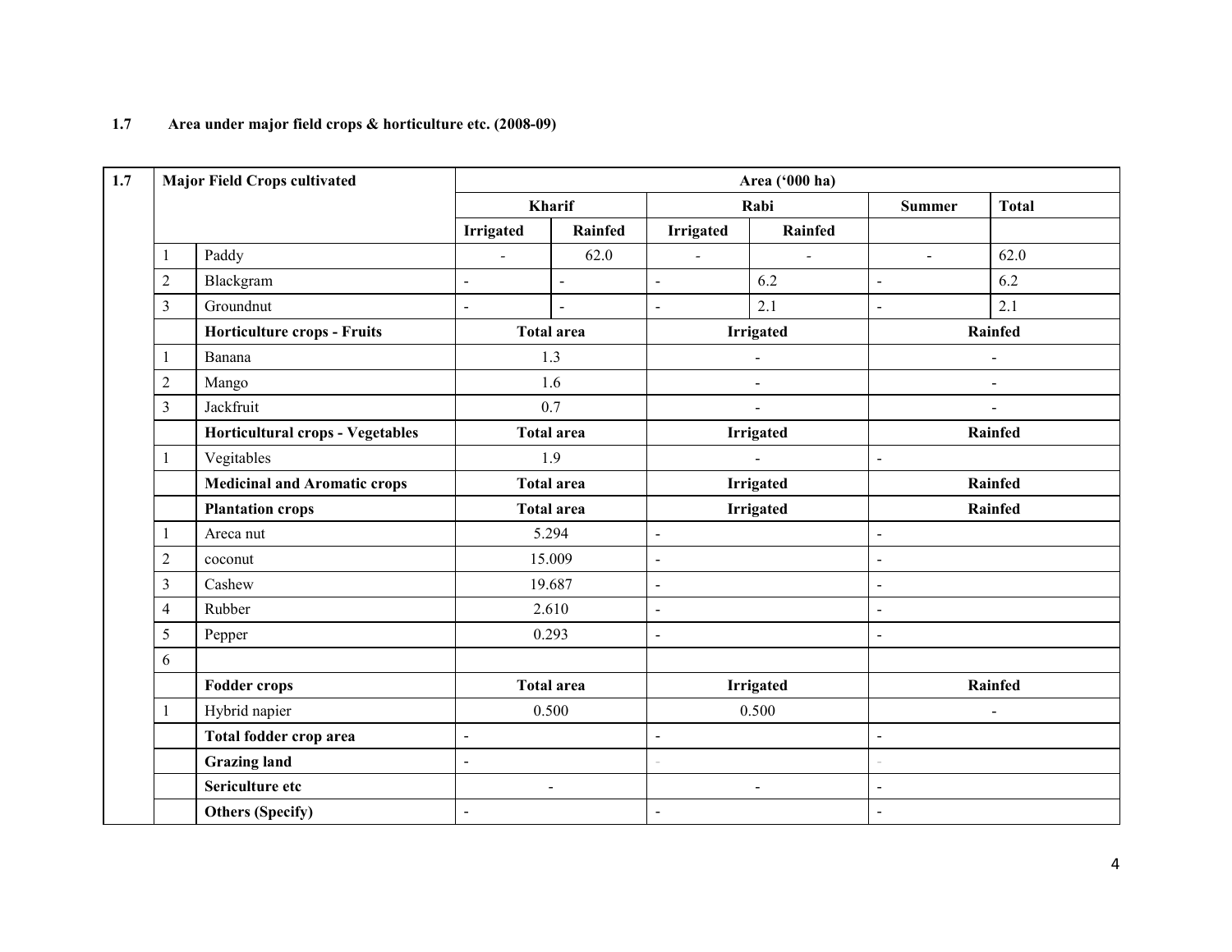**1.7 Area under major field crops & horticulture etc. (2008-09)**

| 1.7 | Major Field Crops cultivated | | Area ('000 ha) | | | | | |
|---|---|---|---|---|---|---|---|---|
| | | | Kharif | | Rabi | | Summer | Total |
| | | | Irrigated | Rainfed | Irrigated | Rainfed | | |
| | 1 | Paddy | - | 62.0 | - | - | - | 62.0 |
| | 2 | Blackgram | - | - | - | 6.2 | - | 6.2 |
| | 3 | Groundnut | - | - | - | 2.1 | - | 2.1 |
| | | **Horticulture crops - Fruits** | **Total area** | | **Irrigated** | | **Rainfed** | |
| | 1 | Banana | 1.3 | | - | | - | |
| | 2 | Mango | 1.6 | | - | | - | |
| | 3 | Jackfruit | 0.7 | | - | | - | |
| | | **Horticultural crops - Vegetables** | **Total area** | | **Irrigated** | | **Rainfed** | |
| | 1 | Vigetables | 1.9 | | - | | - | |
| | | **Medicinal and Aromatic crops** | **Total area** | | **Irrigated** | | **Rainfed** | |
| | | **Plantation crops** | **Total area** | | **Irrigated** | | **Rainfed** | |
| | 1 | Areca nut | 5.294 | | - | | - | |
| | 2 | coconut | 15.009 | | - | | - | |
| | 3 | Cashew | 19.687 | | - | | - | |
| | 4 | Rubber | 2.610 | | - | | - | |
| | 5 | Pepper | 0.293 | | - | | - | |
| | 6 | | | | | | | |
| | | **Fodder crops** | **Total area** | | **Irrigated** | | **Rainfed** | |
| | 1 | Hybrid napier | 0.500 | | 0.500 | | - | |
| | | **Total fodder crop area** | - | | - | | - | |
| | | **Grazing land** | - | | - | | - | |
| | | **Sericulture etc** | - | | - | | - | |
| | | **Others (Specify)** | - | | - | | - | |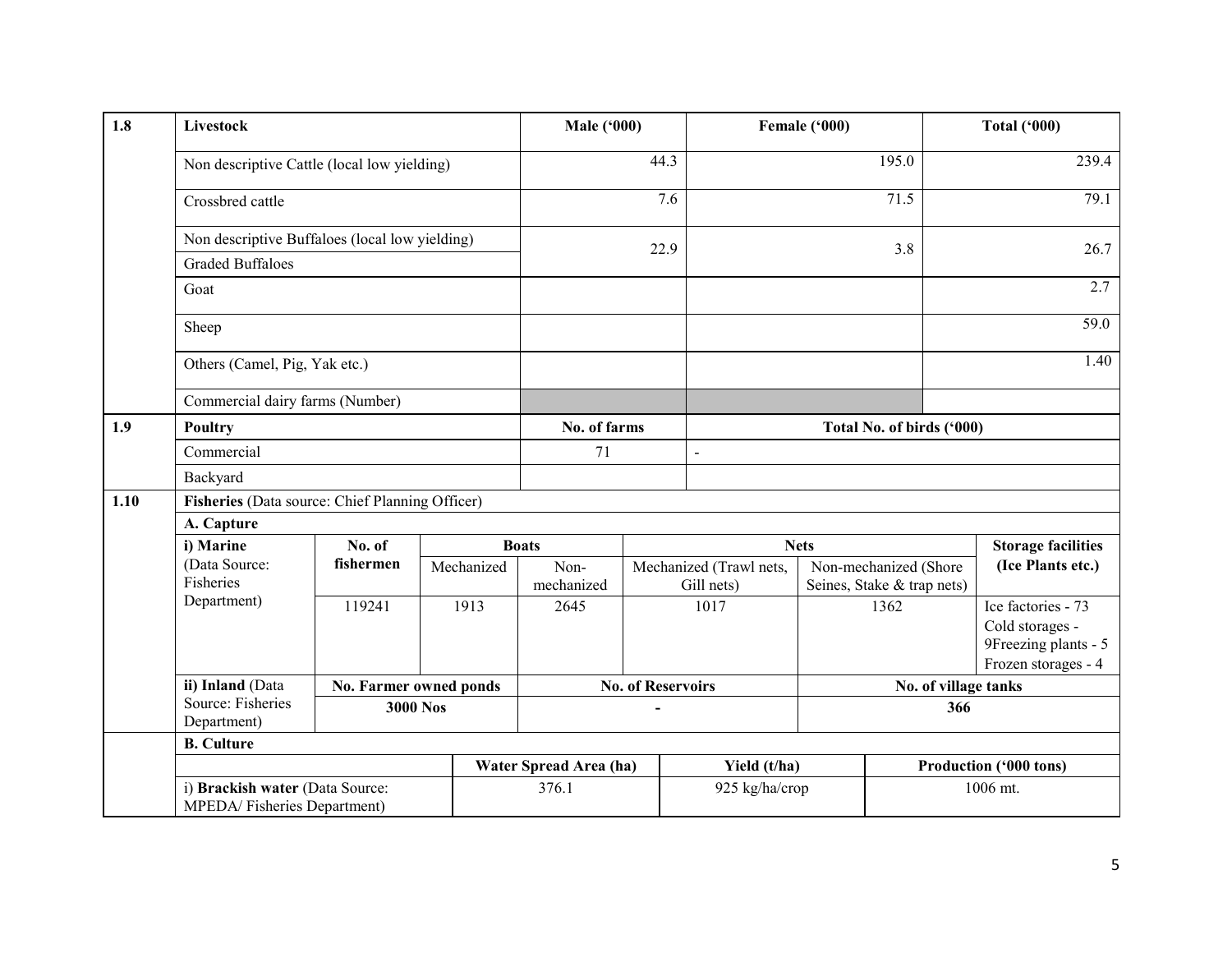| 1.8 | Livestock | Male ('000) | Female ('000) | Total ('000) |
|---|---|---|---|---|
| | Non descriptive Cattle (local low yielding) | 44.3 | 195.0 | 239.4 |
| | Crossbred cattle | 7.6 | 71.5 | 79.1 |
| | Non descriptive Buffaloes (local low yielding) / Graded Buffaloes | 22.9 | 3.8 | 26.7 |
| | Goat | | | 2.7 |
| | Sheep | | | 59.0 |
| | Others (Camel, Pig, Yak etc.) | | | 1.40 |
| | Commercial dairy farms (Number) | | | |
| **1.9** | **Poultry** | **No. of farms** | **Total No. of birds ('000)** | |
| | Commercial | 71 | - | |
| | Backyard | | | |

| 1.10 | Fisheries (Data source: Chief Planning Officer) | | | | | | |
|---|---|---|---|---|---|---|---|
| | **A. Capture** | | | | | | |
| | **i) Marine** (Data Source: Fisheries Department) | **No. of fishermen** | **Boats** | | **Nets** | | **Storage facilities (Ice Plants etc.)** |
| | | | Mechanized | Non-mechanized | Mechanized (Trawl nets, Gill nets) | Non-mechanized (Shore Seines, Stake & trap nets) | |
| | | 119241 | 1913 | 2645 | 1017 | 1362 | Ice factories - 73 Cold storages - 9Freezing plants - 5 Frozen storages - 4 |
| | **ii) Inland** (Data Source: Fisheries Department) | **No. Farmer owned ponds** | | **No. of Reservoirs** | | **No. of village tanks** | |
| | | **3000 Nos** | | **-** | | **366** | |

| | **B. Culture** | | | |
|---|---|---|---|---|
| | | **Water Spread Area (ha)** | **Yield (t/ha)** | **Production ('000 tons)** |
| | i) **Brackish water** (Data Source: MPEDA/ Fisheries Department) | 376.1 | 925 kg/ha/crop | 1006 mt. |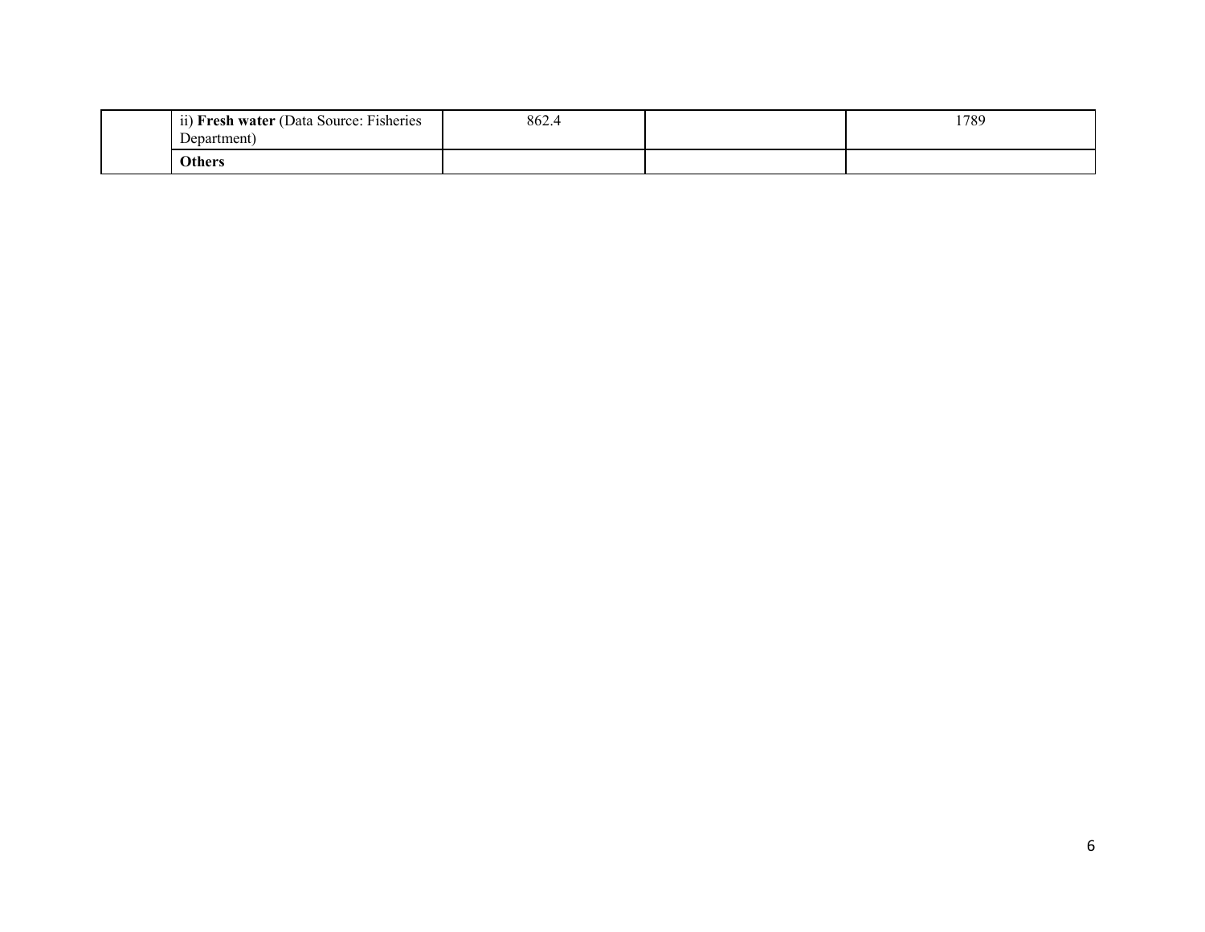| | | | | |
|---|---|---|---|---|
| | ii) **Fresh water** (Data Source: Fisheries Department) | 862.4 | | 1789 |
| | **Others** | | | |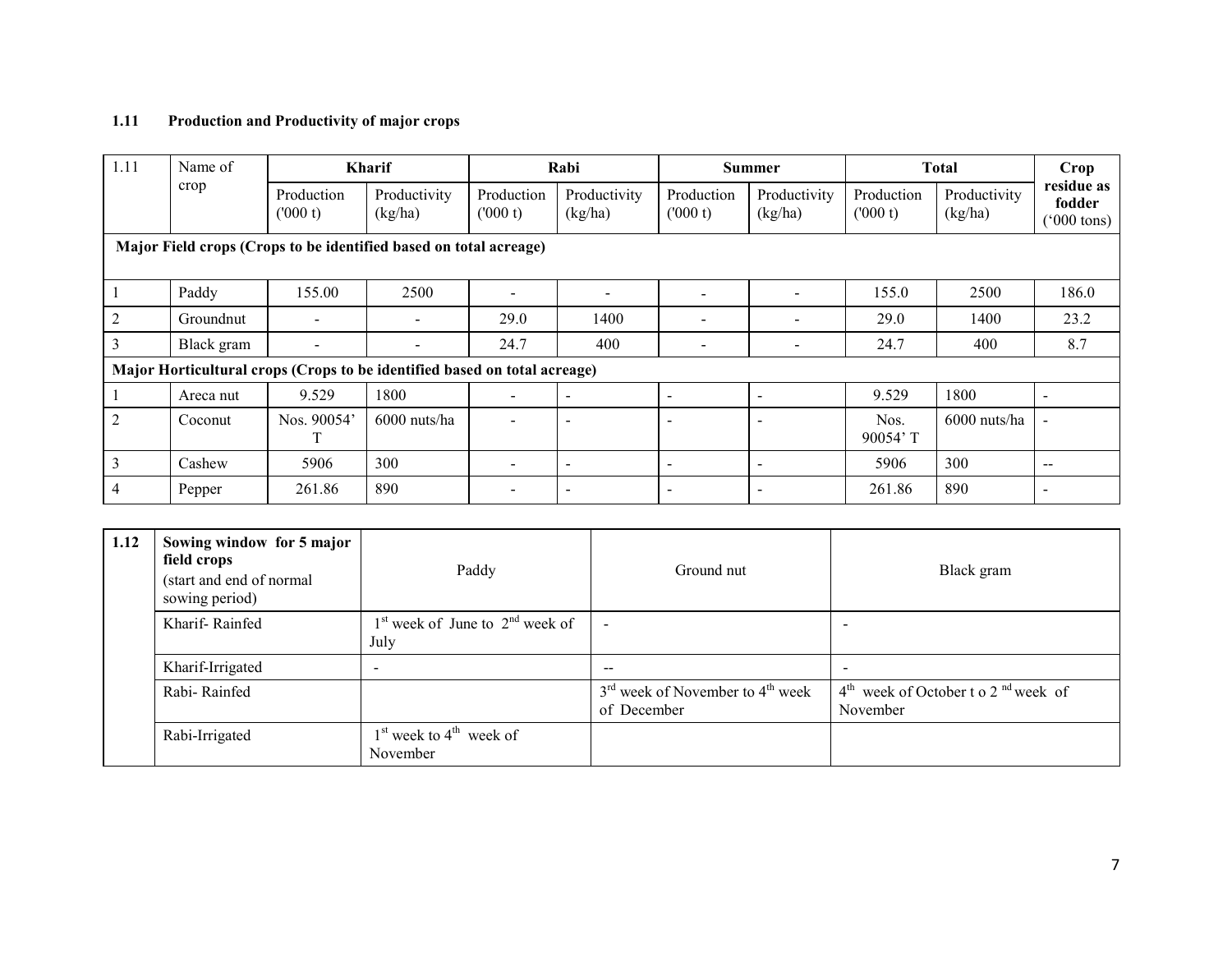## 1.11 Production and Productivity of major crops

| 1.11 | Name of crop | Kharif | | Rabi | | Summer | | Total | | Crop residue as fodder ('000 tons) |
|---|---|---|---|---|---|---|---|---|---|---|
| | | Production ('000 t) | Productivity (kg/ha) | Production ('000 t) | Productivity (kg/ha) | Production ('000 t) | Productivity (kg/ha) | Production ('000 t) | Productivity (kg/ha) | |
| **Major Field crops (Crops to be identified based on total acreage)** | | | | | | | | | | |
| 1 | Paddy | 155.00 | 2500 | - | - | - | - | 155.0 | 2500 | 186.0 |
| 2 | Groundnut | - | - | 29.0 | 1400 | - | - | 29.0 | 1400 | 23.2 |
| 3 | Black gram | - | - | 24.7 | 400 | - | - | 24.7 | 400 | 8.7 |
| **Major Horticultural crops (Crops to be identified based on total acreage)** | | | | | | | | | | |
| 1 | Areca nut | 9.529 | 1800 | - | - | - | - | 9.529 | 1800 | - |
| 2 | Coconut | Nos. 90054' T | 6000 nuts/ha | - | - | - | - | Nos. 90054' T | 6000 nuts/ha | - |
| 3 | Cashew | 5906 | 300 | - | - | - | - | 5906 | 300 | -- |
| 4 | Pepper | 261.86 | 890 | - | - | - | - | 261.86 | 890 | - |

| 1.12 | Sowing window for 5 major field crops (start and end of normal sowing period) | Paddy | Ground nut | Black gram |
|---|---|---|---|---|
| | Kharif- Rainfed | 1st week of June to 2nd week of July | - | - |
| | Kharif-Irrigated | - | -- | - |
| | Rabi- Rainfed | | 3rd week of November to 4th week of December | 4th week of October t o 2 nd week of November |
| | Rabi-Irrigated | 1st week to 4th week of November | | |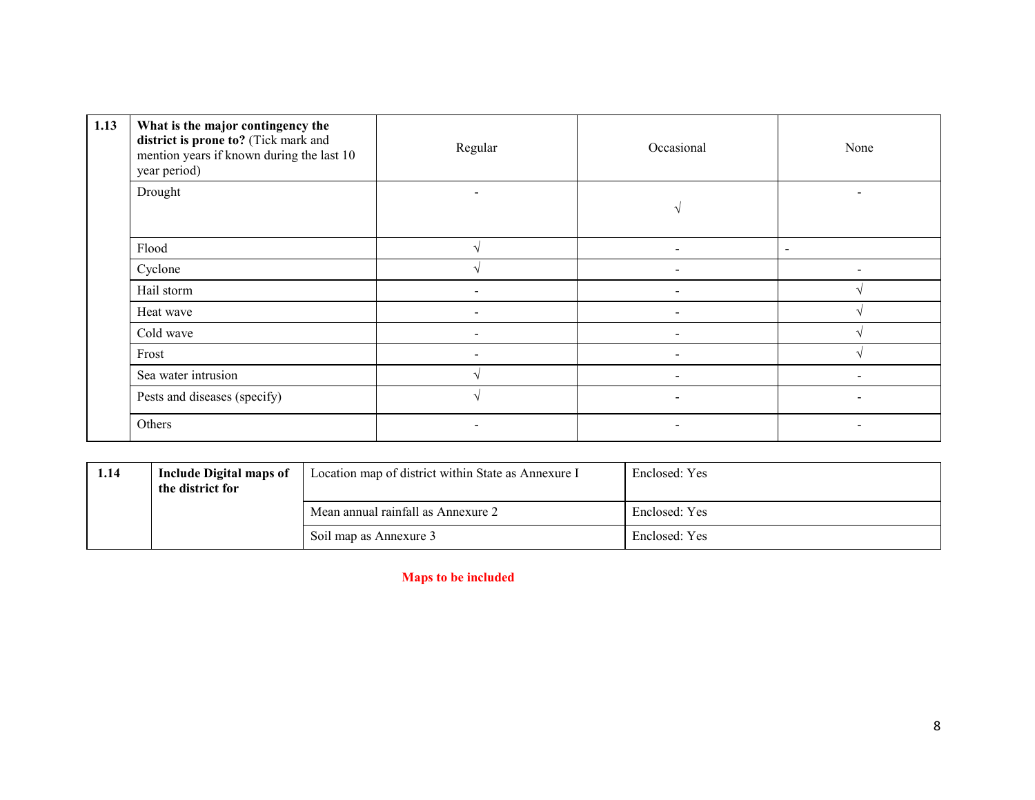| 1.13 | **What is the major contingency the district is prone to?** (Tick mark and mention years if known during the last 10 year period) | Regular | Occasional | None |
|---|---|---|---|---|
| | Drought | - | √ | - |
| | Flood | √ | - | - |
| | Cyclone | √ | - | - |
| | Hail storm | - | - | √ |
| | Heat wave | - | - | √ |
| | Cold wave | - | - | √ |
| | Frost | - | - | √ |
| | Sea water intrusion | √ | - | - |
| | Pests and diseases (specify) | √ | - | - |
| | Others | - | - | - |

| 1.14 | **Include Digital maps of the district for** | Location map of district within State as Annexure I | Enclosed: Yes |
|---|---|---|---|
| | | Mean annual rainfall as Annexure 2 | Enclosed: Yes |
| | | Soil map as Annexure 3 | Enclosed: Yes |

**Maps to be included**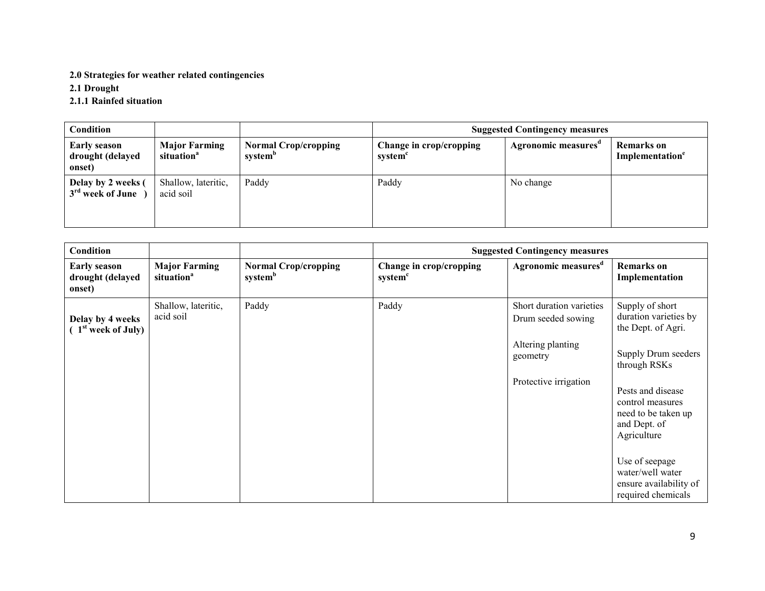**2.0 Strategies for weather related contingencies**

**2.1 Drought**

**2.1.1 Rainfed situation**

| **Condition** | | | **Suggested Contingency measures** | | |
|---|---|---|---|---|---|
| **Early season drought (delayed onset)** | **Major Farming situation**[a] | **Normal Crop/cropping system**[b] | **Change in crop/cropping system**[c] | **Agronomic measures**[d] | **Remarks on Implementation**[e] |
| **Delay by 2 weeks ( 3rd week of June )** | Shallow, lateritic, acid soil | Paddy | Paddy | No change | |

| **Condition** | | | **Suggested Contingency measures** | | |
|---|---|---|---|---|---|
| **Early season drought (delayed onset)** | **Major Farming situation**[a] | **Normal Crop/cropping system**[b] | **Change in crop/cropping system**[c] | **Agronomic measures**[d] | **Remarks on Implementation** |
| **Delay by 4 weeks ( 1st week of July)** | Shallow, lateritic, acid soil | Paddy | Paddy | Short duration varieties<br>Drum seeded sowing<br><br>Altering planting geometry<br><br>Protective irrigation | Supply of short duration varieties by the Dept. of Agri.<br><br>Supply Drum seeders through RSKs<br><br>Pests and disease control measures need to be taken up and Dept. of Agriculture<br><br>Use of seepage water/well water ensure availability of required chemicals |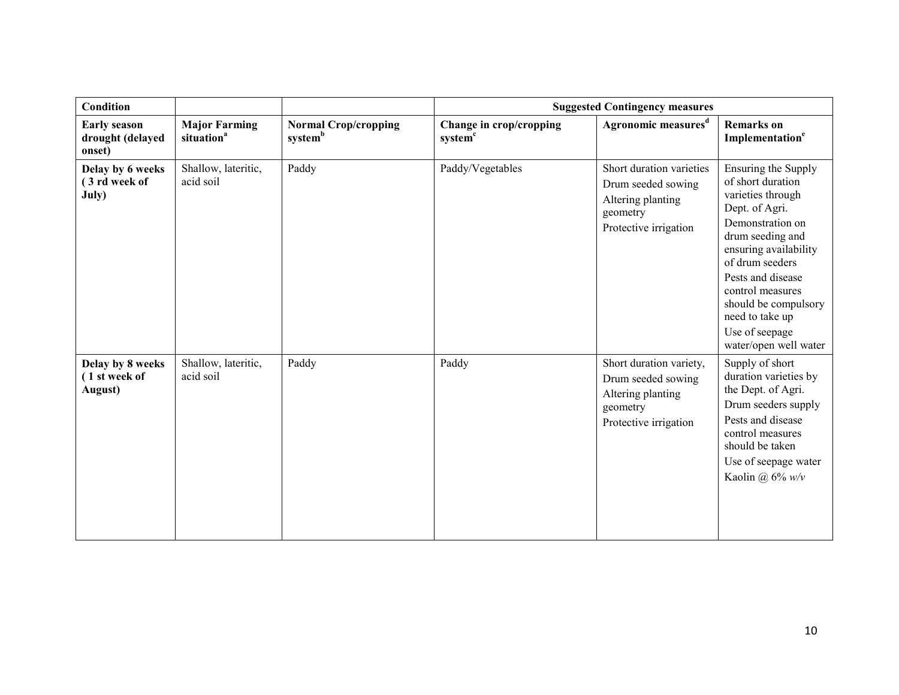| **Condition** | | | **Suggested Contingency measures** | | |
|---|---|---|---|---|---|
| **Early season drought (delayed onset)** | **Major Farming situation**[a] | **Normal Crop/cropping system**[b] | **Change in crop/cropping system**[c] | **Agronomic measures**[d] | **Remarks on Implementation**[e] |
| **Delay by 6 weeks ( 3 rd week of July)** | Shallow, lateritic, acid soil | Paddy | Paddy/Vegetables | Short duration varieties<br>Drum seeded sowing<br>Altering planting geometry<br>Protective irrigation | Ensuring the Supply of short duration varieties through Dept. of Agri.<br>Demonstration on drum seeding and ensuring availability of drum seeders<br>Pests and disease control measures should be compulsory need to take up<br>Use of seepage water/open well water |
| **Delay by 8 weeks ( 1 st week of August)** | Shallow, lateritic, acid soil | Paddy | Paddy | Short duration variety,<br>Drum seeded sowing<br>Altering planting geometry<br>Protective irrigation | Supply of short duration varieties by the Dept. of Agri.<br>Drum seeders supply<br>Pests and disease control measures should be taken<br>Use of seepage water<br>Kaolin @ 6% *w/v* |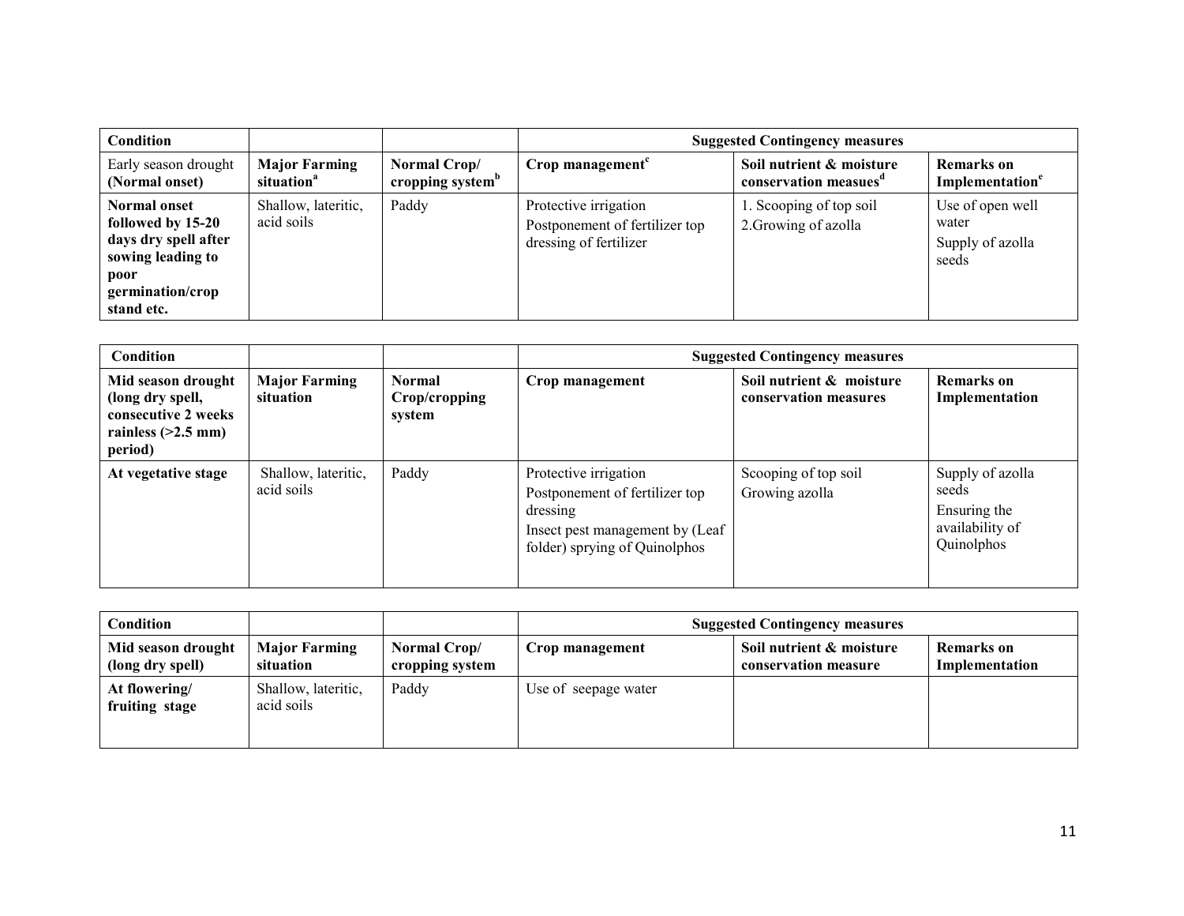| Condition | | | Suggested Contingency measures | | |
|---|---|---|---|---|---|
| Early season drought **(Normal onset)** | **Major Farming situation**[a] | **Normal Crop/ cropping system**[b] | **Crop management**[c] | **Soil nutrient & moisture conservation measues**[d] | **Remarks on Implementation**[e] |
| **Normal onset followed by 15-20 days dry spell after sowing leading to poor germination/crop stand etc.** | Shallow, lateritic, acid soils | Paddy | Protective irrigation<br>Postponement of fertilizer top dressing of fertilizer | 1. Scooping of top soil<br>2.Growing of azolla | Use of open well water<br>Supply of azolla seeds |

| Condition | | | Suggested Contingency measures | | |
|---|---|---|---|---|---|
| **Mid season drought (long dry spell, consecutive 2 weeks rainless (>2.5 mm) period)** | **Major Farming situation** | **Normal Crop/cropping system** | **Crop management** | **Soil nutrient & moisture conservation measures** | **Remarks on Implementation** |
| **At vegetative stage** | Shallow, lateritic, acid soils | Paddy | Protective irrigation<br>Postponement of fertilizer top dressing<br>Insect pest management by (Leaf folder) sprying of Quinolphos | Scooping of top soil<br>Growing azolla | Supply of azolla seeds<br>Ensuring the availability of Quinolphos |

| Condition | | | Suggested Contingency measures | | |
|---|---|---|---|---|---|
| **Mid season drought (long dry spell)** | **Major Farming situation** | **Normal Crop/ cropping system** | **Crop management** | **Soil nutrient & moisture conservation measure** | **Remarks on Implementation** |
| **At flowering/ fruiting stage** | Shallow, lateritic, acid soils | Paddy | Use of seepage water | | |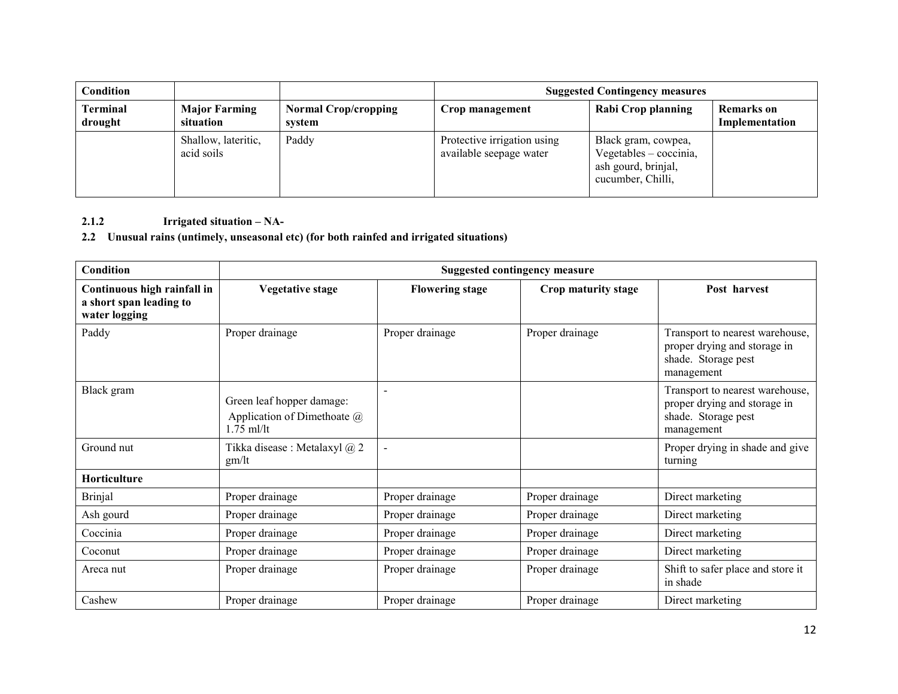| Condition | | | Suggested Contingency measures | | |
|---|---|---|---|---|---|
| **Terminal drought** | **Major Farming situation** | **Normal Crop/cropping system** | **Crop management** | **Rabi Crop planning** | **Remarks on Implementation** |
| | Shallow, lateritic, acid soils | Paddy | Protective irrigation using available seepage water | Black gram, cowpea, Vegetables – coccinia, ash gourd, brinjal, cucumber, Chilli, | |

**2.1.2 Irrigated situation – NA-**

**2.2 Unusual rains (untimely, unseasonal etc) (for both rainfed and irrigated situations)**

| Condition | Suggested contingency measure | | | |
|---|---|---|---|---|
| **Continuous high rainfall in a short span leading to water logging** | **Vegetative stage** | **Flowering stage** | **Crop maturity stage** | **Post harvest** |
| Paddy | Proper drainage | Proper drainage | Proper drainage | Transport to nearest warehouse, proper drying and storage in shade. Storage pest management |
| Black gram | Green leaf hopper damage: Application of Dimethoate @ 1.75 ml/lt | - | | Transport to nearest warehouse, proper drying and storage in shade. Storage pest management |
| Ground nut | Tikka disease : Metalaxyl @ 2 gm/lt | - | | Proper drying in shade and give turning |
| **Horticulture** | | | | |
| Brinjal | Proper drainage | Proper drainage | Proper drainage | Direct marketing |
| Ash gourd | Proper drainage | Proper drainage | Proper drainage | Direct marketing |
| Coccinia | Proper drainage | Proper drainage | Proper drainage | Direct marketing |
| Coconut | Proper drainage | Proper drainage | Proper drainage | Direct marketing |
| Areca nut | Proper drainage | Proper drainage | Proper drainage | Shift to safer place and store it in shade |
| Cashew | Proper drainage | Proper drainage | Proper drainage | Direct marketing |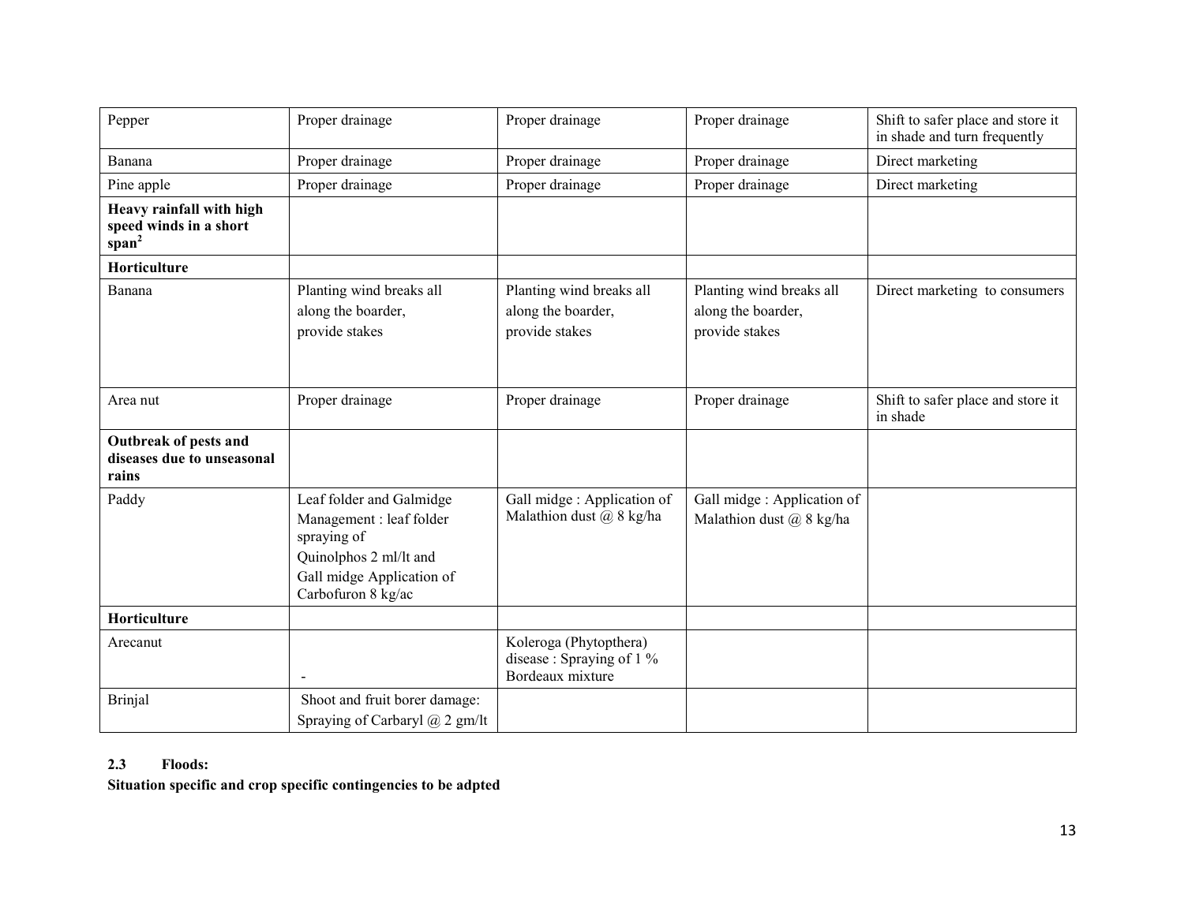| Pepper | Proper drainage | Proper drainage | Proper drainage | Shift to safer place and store it in shade and turn frequently |
|---|---|---|---|---|
| Banana | Proper drainage | Proper drainage | Proper drainage | Direct marketing |
| Pine apple | Proper drainage | Proper drainage | Proper drainage | Direct marketing |
| **Heavy rainfall with high speed winds in a short span**[2] | | | | |
| **Horticulture** | | | | |
| Banana | Planting wind breaks all along the boarder, provide stakes | Planting wind breaks all along the boarder, provide stakes | Planting wind breaks all along the boarder, provide stakes | Direct marketing to consumers |
| Area nut | Proper drainage | Proper drainage | Proper drainage | Shift to safer place and store it in shade |
| **Outbreak of pests and diseases due to unseasonal rains** | | | | |
| Paddy | Leaf folder and Galmidge Management : leaf folder spraying of Quinolphos 2 ml/lt and Gall midge Application of Carbofuron 8 kg/ac | Gall midge : Application of Malathion dust @ 8 kg/ha | Gall midge : Application of Malathion dust @ 8 kg/ha | |
| **Horticulture** | | | | |
| Arecanut | - | Koleroga (Phytopthera) disease : Spraying of 1 % Bordeaux mixture | | |
| Brinjal | Shoot and fruit borer damage: Spraying of Carbaryl @ 2 gm/lt | | | |

**2.3 Floods:**

**Situation specific and crop specific contingencies to be adpted**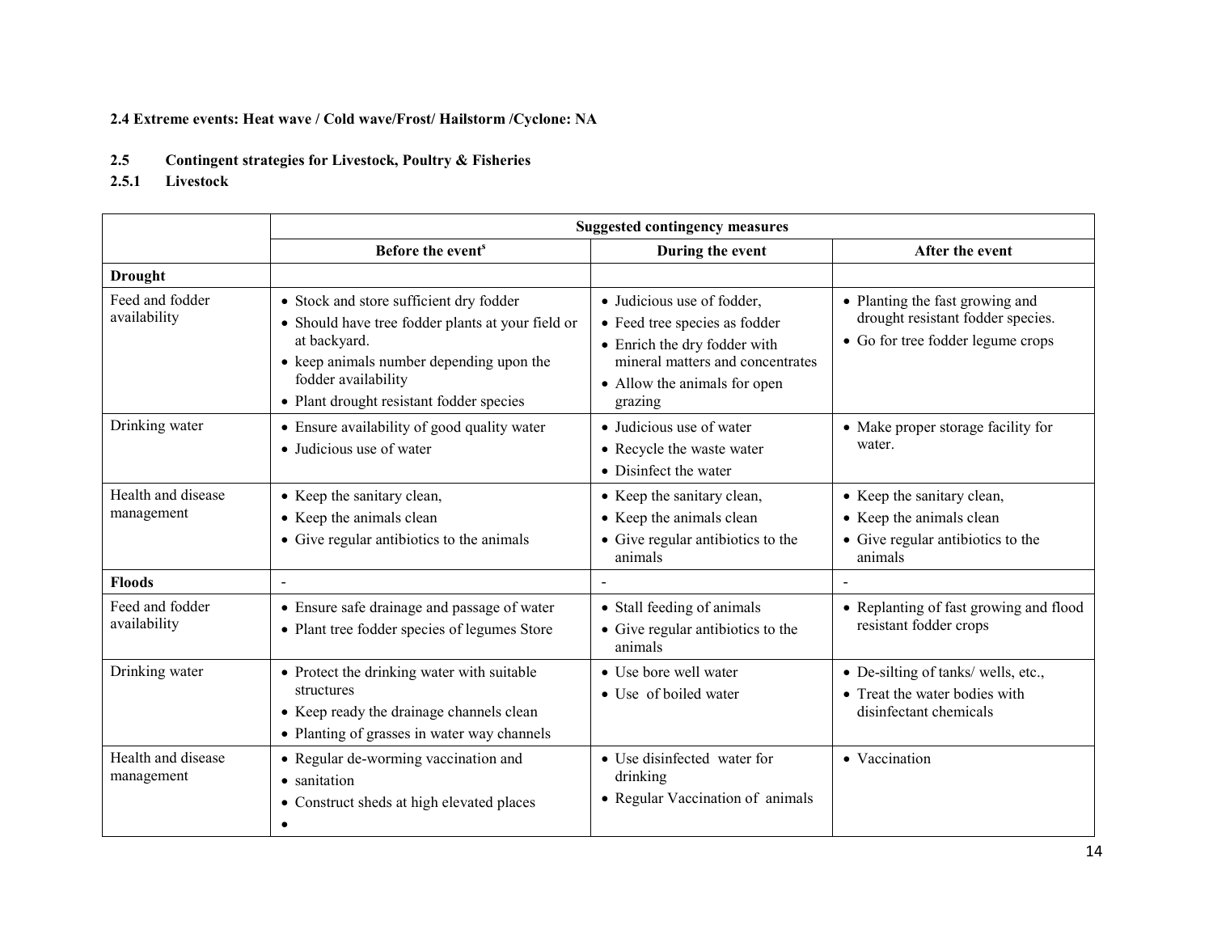**2.4 Extreme events: Heat wave / Cold wave/Frost/ Hailstorm /Cyclone: NA**

**2.5 Contingent strategies for Livestock, Poultry & Fisheries**

**2.5.1 Livestock**

| | Suggested contingency measures | | |
|---|---|---|---|
| | **Before the event[s]** | **During the event** | **After the event** |
| **Drought** | | | |
| Feed and fodder availability | • Stock and store sufficient dry fodder<br>• Should have tree fodder plants at your field or at backyard.<br>• keep animals number depending upon the fodder availability<br>• Plant drought resistant fodder species | • Judicious use of fodder,<br>• Feed tree species as fodder<br>• Enrich the dry fodder with mineral matters and concentrates<br>• Allow the animals for open grazing | • Planting the fast growing and drought resistant fodder species.<br>• Go for tree fodder legume crops |
| Drinking water | • Ensure availability of good quality water<br>• Judicious use of water | • Judicious use of water<br>• Recycle the waste water<br>• Disinfect the water | • Make proper storage facility for water. |
| Health and disease management | • Keep the sanitary clean,<br>• Keep the animals clean<br>• Give regular antibiotics to the animals | • Keep the sanitary clean,<br>• Keep the animals clean<br>• Give regular antibiotics to the animals | • Keep the sanitary clean,<br>• Keep the animals clean<br>• Give regular antibiotics to the animals |
| **Floods** | - | - | - |
| Feed and fodder availability | • Ensure safe drainage and passage of water<br>• Plant tree fodder species of legumes Store | • Stall feeding of animals<br>• Give regular antibiotics to the animals | • Replanting of fast growing and flood resistant fodder crops |
| Drinking water | • Protect the drinking water with suitable structures<br>• Keep ready the drainage channels clean<br>• Planting of grasses in water way channels | • Use bore well water<br>• Use of boiled water | • De-silting of tanks/ wells, etc.,<br>• Treat the water bodies with disinfectant chemicals |
| Health and disease management | • Regular de-worming vaccination and<br>• sanitation<br>• Construct sheds at high elevated places<br>• | • Use disinfected water for drinking<br>• Regular Vaccination of animals | • Vaccination |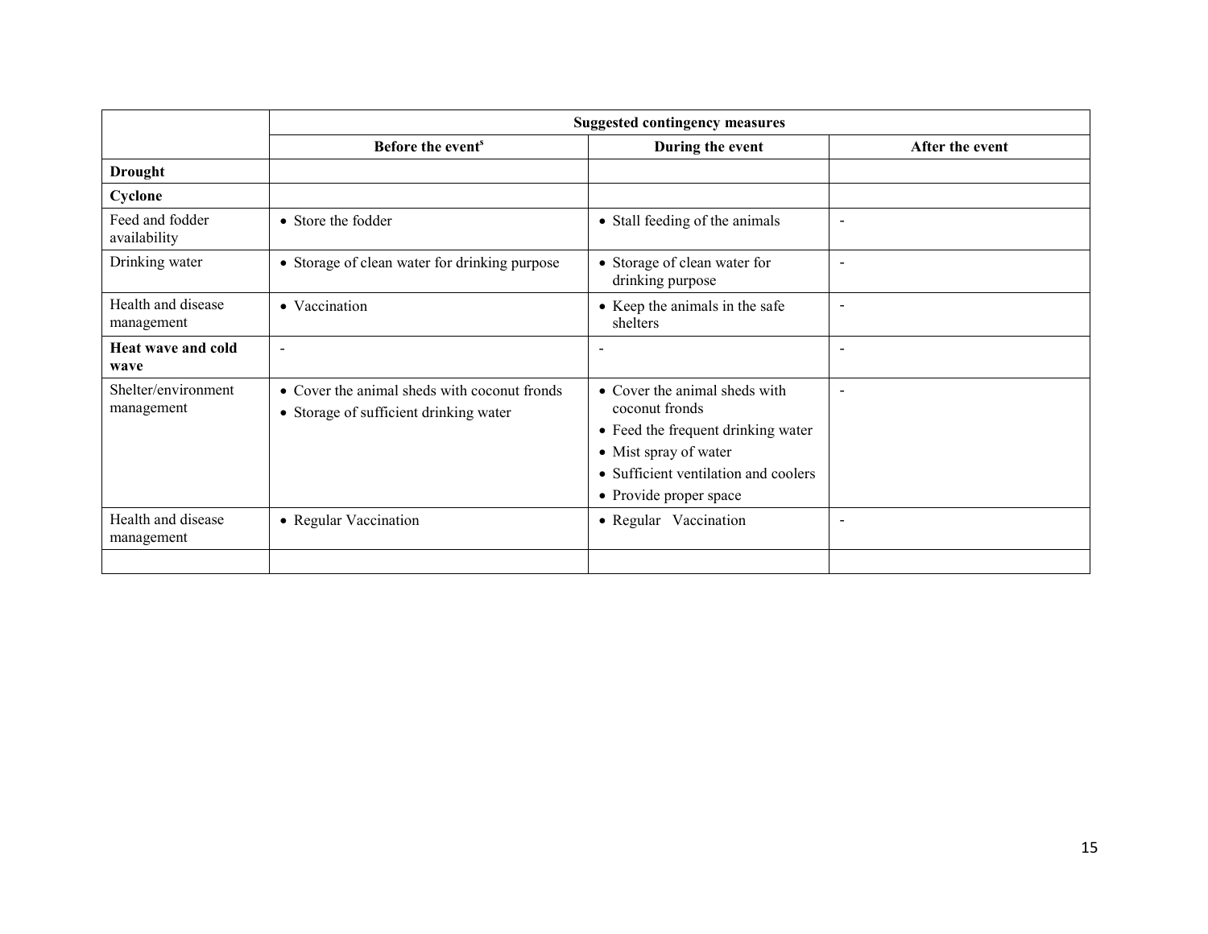| | Suggested contingency measures | | |
|---|---|---|---|
| | **Before the event[s]** | **During the event** | **After the event** |
| **Drought** | | | |
| **Cyclone** | | | |
| Feed and fodder availability | • Store the fodder | • Stall feeding of the animals | - |
| Drinking water | • Storage of clean water for drinking purpose | • Storage of clean water for drinking purpose | - |
| Health and disease management | • Vaccination | • Keep the animals in the safe shelters | - |
| **Heat wave and cold wave** | - | - | - |
| Shelter/environment management | • Cover the animal sheds with coconut fronds<br>• Storage of sufficient drinking water | • Cover the animal sheds with coconut fronds<br>• Feed the frequent drinking water<br>• Mist spray of water<br>• Sufficient ventilation and coolers<br>• Provide proper space | - |
| Health and disease management | • Regular Vaccination | • Regular Vaccination | - |
| | | | |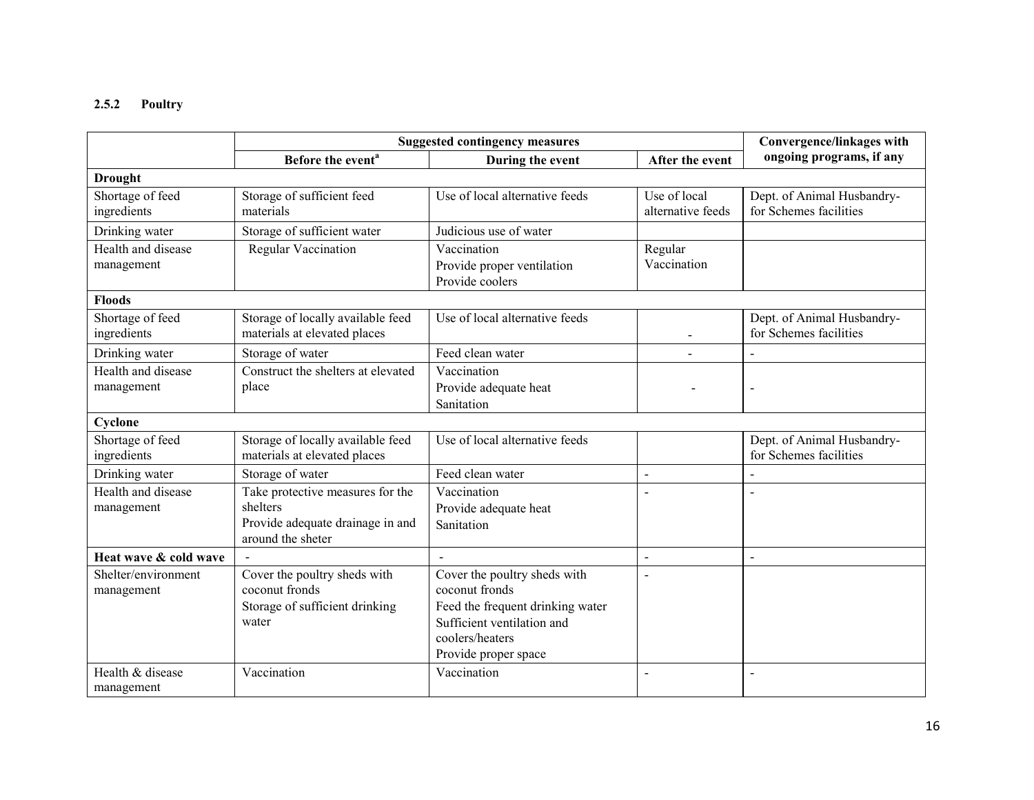### 2.5.2 Poultry

| | Suggested contingency measures | | | Convergence/linkages with ongoing programs, if any |
|---|---|---|---|---|
| | Before the event[a] | During the event | After the event | |
| **Drought** | | | | |
| Shortage of feed ingredients | Storage of sufficient feed materials | Use of local alternative feeds | Use of local alternative feeds | Dept. of Animal Husbandry- for Schemes facilities |
| Drinking water | Storage of sufficient water | Judicious use of water | | |
| Health and disease management | Regular Vaccination | Vaccination<br>Provide proper ventilation<br>Provide coolers | Regular Vaccination | |
| **Floods** | | | | |
| Shortage of feed ingredients | Storage of locally available feed materials at elevated places | Use of local alternative feeds | - | Dept. of Animal Husbandry- for Schemes facilities |
| Drinking water | Storage of water | Feed clean water | - | - |
| Health and disease management | Construct the shelters at elevated place | Vaccination<br>Provide adequate heat<br>Sanitation | - | - |
| **Cyclone** | | | | |
| Shortage of feed ingredients | Storage of locally available feed materials at elevated places | Use of local alternative feeds | | Dept. of Animal Husbandry- for Schemes facilities |
| Drinking water | Storage of water | Feed clean water | - | - |
| Health and disease management | Take protective measures for the shelters<br>Provide adequate drainage in and around the sheter | Vaccination<br>Provide adequate heat<br>Sanitation | - | - |
| **Heat wave & cold wave** | - | - | - | - |
| Shelter/environment management | Cover the poultry sheds with coconut fronds<br>Storage of sufficient drinking water | Cover the poultry sheds with coconut fronds<br>Feed the frequent drinking water<br>Sufficient ventilation and coolers/heaters<br>Provide proper space | - | |
| Health & disease management | Vaccination | Vaccination | - | - |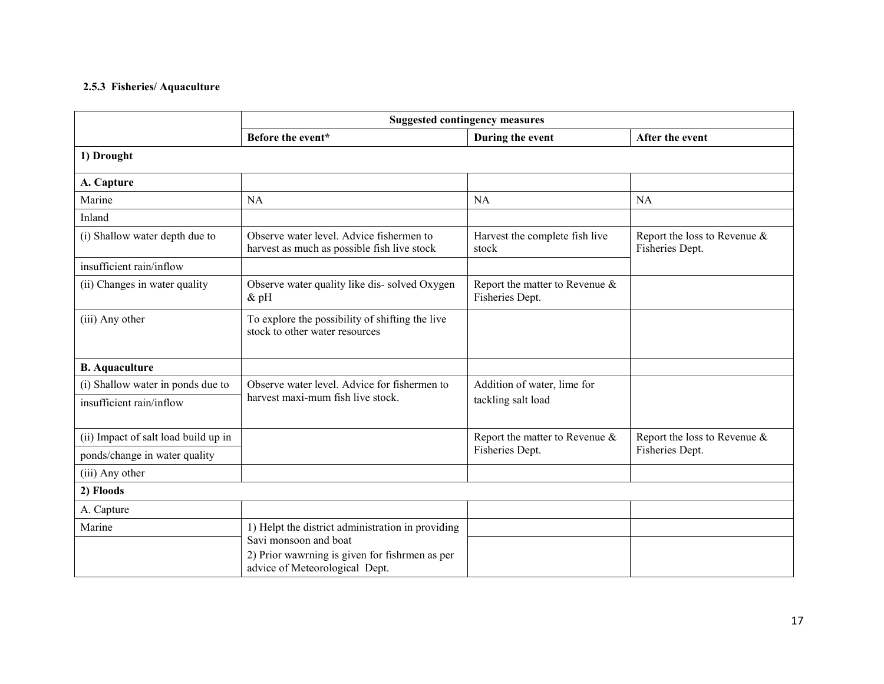### 2.5.3 Fisheries/ Aquaculture

| | Suggested contingency measures | | |
|---|---|---|---|
| | **Before the event*** | **During the event** | **After the event** |
| **1) Drought** | | | |
| **A. Capture** | | | |
| Marine | NA | NA | NA |
| Inland | | | |
| (i) Shallow water depth due to insufficient rain/inflow | Observe water level. Advice fishermen to harvest as much as possible fish live stock | Harvest the complete fish live stock | Report the loss to Revenue & Fisheries Dept. |
| (ii) Changes in water quality | Observe water quality like dis- solved Oxygen & pH | Report the matter to Revenue & Fisheries Dept. | |
| (iii) Any other | To explore the possibility of shifting the live stock to other water resources | | |
| **B. Aquaculture** | | | |
| (i) Shallow water in ponds due to insufficient rain/inflow | Observe water level. Advice for fishermen to harvest maxi-mum fish live stock. | Addition of water, lime for tackling salt load | |
| (ii) Impact of salt load build up in ponds/change in water quality | | Report the matter to Revenue & Fisheries Dept. | Report the loss to Revenue & Fisheries Dept. |
| (iii) Any other | | | |
| **2) Floods** | | | |
| A. Capture | | | |
| Marine | 1) Helpt the district administration in providing Savi monsoon and boat<br>2) Prior wawrning is given for fishrmen as per advice of Meteorological Dept. | | |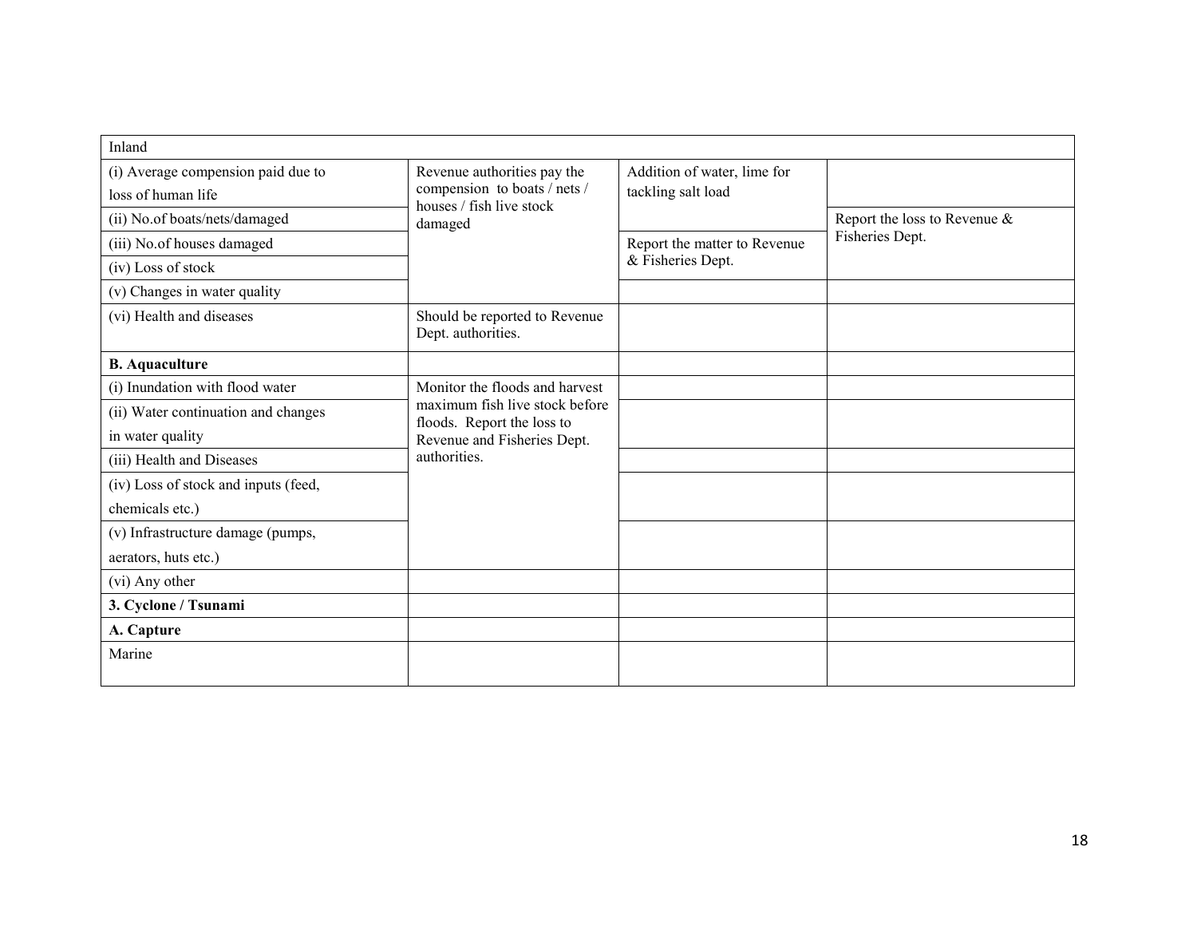| Inland | | | |
|---|---|---|---|
| (i) Average compension paid due to loss of human life | Revenue authorities pay the compension to boats / nets / houses / fish live stock damaged | Addition of water, lime for tackling salt load | |
| (ii) No.of boats/nets/damaged | | | Report the loss to Revenue & Fisheries Dept. |
| (iii) No.of houses damaged | | Report the matter to Revenue & Fisheries Dept. | |
| (iv) Loss of stock | | | |
| (v) Changes in water quality | | | |
| (vi) Health and diseases | Should be reported to Revenue Dept. authorities. | | |
| **B. Aquaculture** | | | |
| (i) Inundation with flood water | Monitor the floods and harvest maximum fish live stock before floods. Report the loss to Revenue and Fisheries Dept. authorities. | | |
| (ii) Water continuation and changes in water quality | | | |
| (iii) Health and Diseases | | | |
| (iv) Loss of stock and inputs (feed, chemicals etc.) | | | |
| (v) Infrastructure damage (pumps, aerators, huts etc.) | | | |
| (vi) Any other | | | |
| **3. Cyclone / Tsunami** | | | |
| **A. Capture** | | | |
| Marine | | | |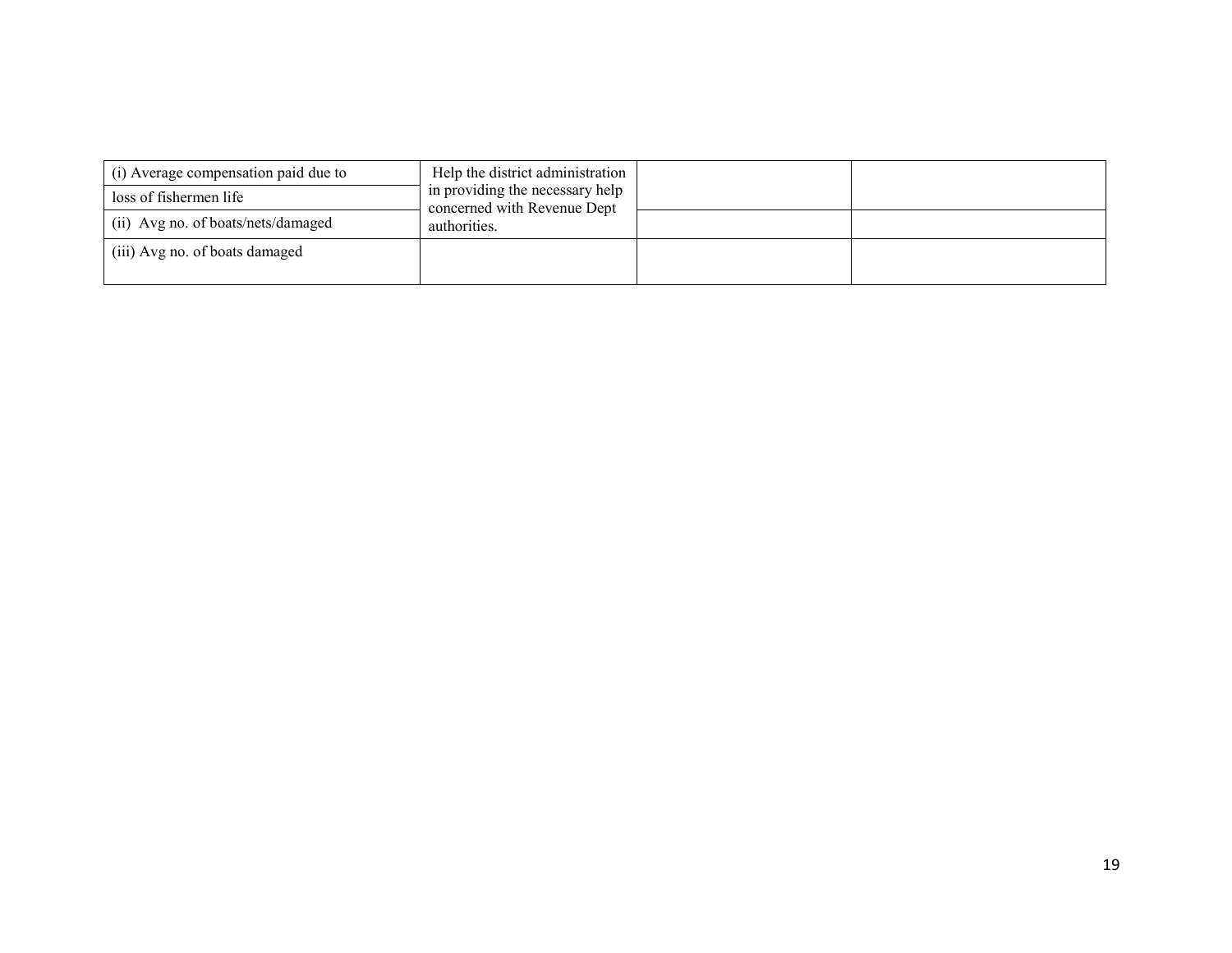| (i) Average compensation paid due to loss of fishermen life | Help the district administration in providing the necessary help concerned with Revenue Dept authorities. | | |
|---|---|---|---|
| (ii) Avg no. of boats/nets/damaged | | | |
| (iii) Avg no. of boats damaged | | | |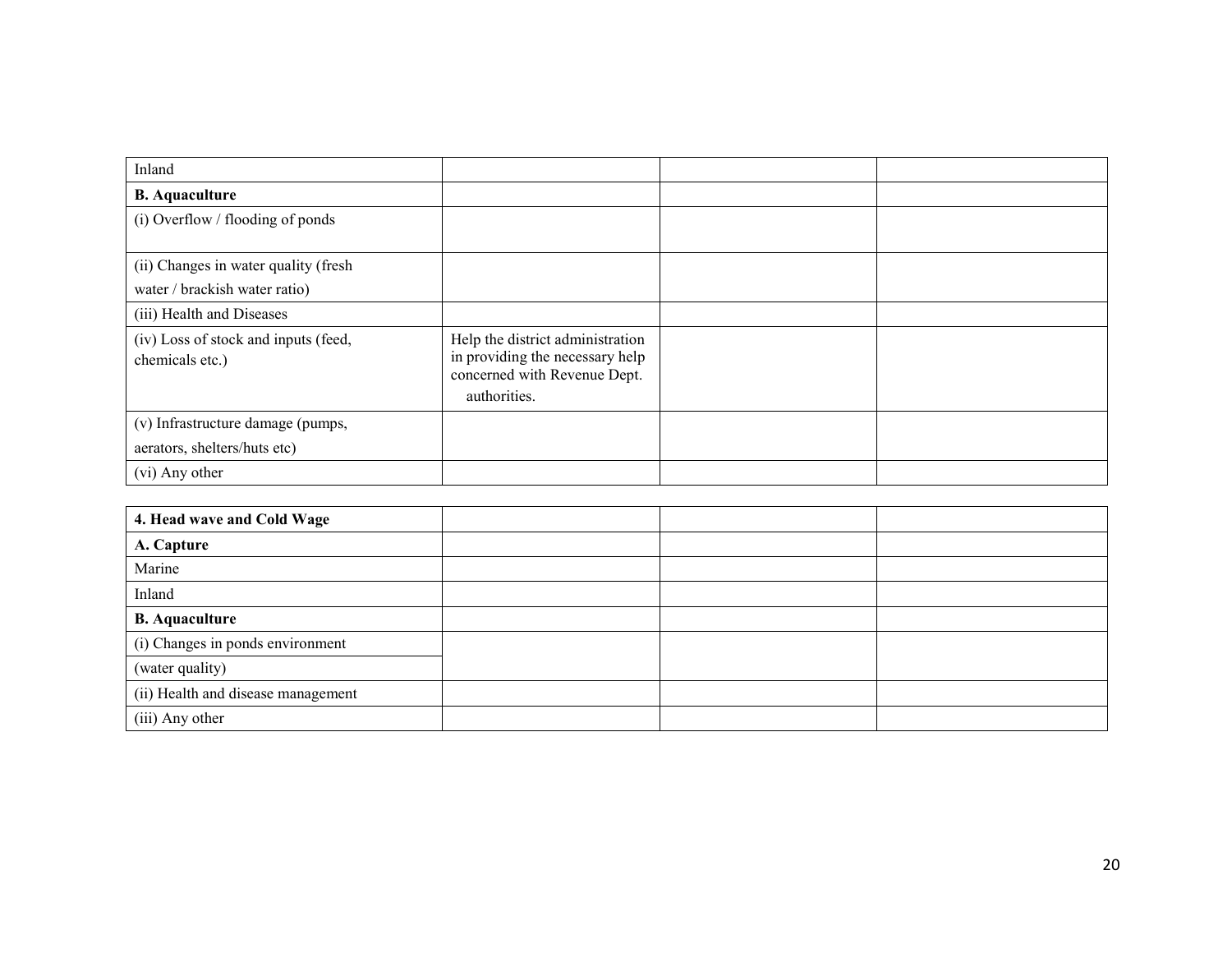| | | | |
|---|---|---|---|
| Inland | | | |
| **B. Aquaculture** | | | |
| (i) Overflow / flooding of ponds | | | |
| (ii) Changes in water quality (fresh water / brackish water ratio) | | | |
| (iii) Health and Diseases | | | |
| (iv) Loss of stock and inputs (feed, chemicals etc.) | Help the district administration in providing the necessary help concerned with Revenue Dept. authorities. | | |
| (v) Infrastructure damage (pumps, aerators, shelters/huts etc) | | | |
| (vi) Any other | | | |

| | | | |
|---|---|---|---|
| **4. Head wave and Cold Wage** | | | |
| **A. Capture** | | | |
| Marine | | | |
| Inland | | | |
| **B. Aquaculture** | | | |
| (i) Changes in ponds environment (water quality) | | | |
| (ii) Health and disease management | | | |
| (iii) Any other | | | |